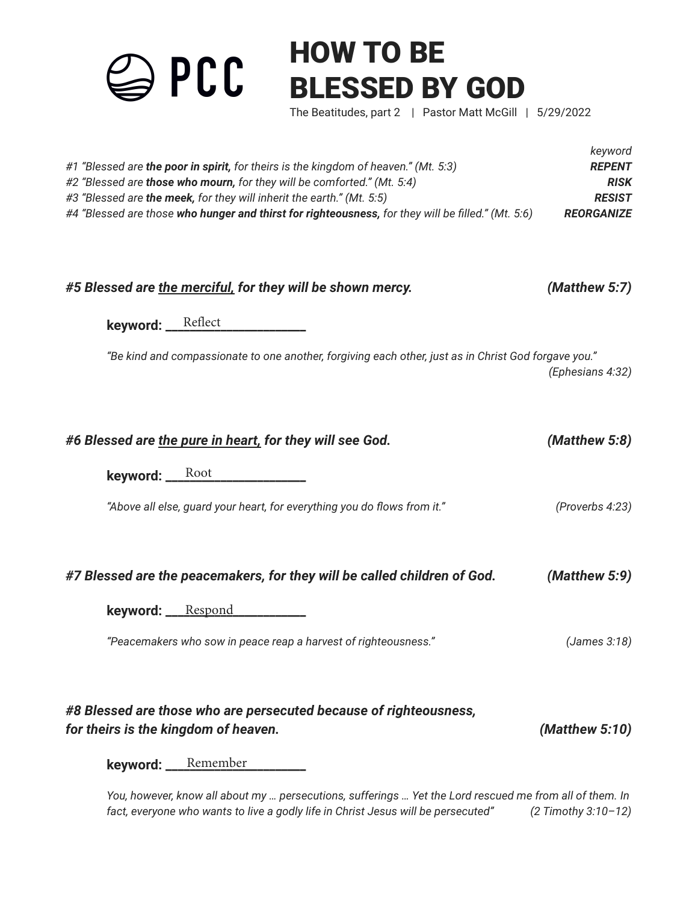PCC

# HOW TO BE BLESSED BY GOD

The Beatitudes, part 2 | Pastor Matt McGill | 5/29/2022

| | keyword |
|---|---|
| #1 *"Blessed are **the poor in spirit,** for theirs is the kingdom of heaven." (Mt. 5:3)* | ***REPENT*** |
| #2 *"Blessed are **those who mourn,** for they will be comforted." (Mt. 5:4)* | ***RISK*** |
| #3 *"Blessed are **the meek,** for they will inherit the earth." (Mt. 5:5)* | ***RESIST*** |
| #4 *"Blessed are those **who hunger and thirst for righteousness,** for they will be filled." (Mt. 5:6)* | ***REORGANIZE*** |

### ***#5 Blessed are <u>the merciful,</u> for they will be shown mercy.*** ***(Matthew 5:7)***

**keyword:** Reflect

*"Be kind and compassionate to one another, forgiving each other, just as in Christ God forgave you." (Ephesians 4:32)*

### ***#6 Blessed are <u>the pure in heart,</u> for they will see God.*** ***(Matthew 5:8)***

**keyword:** Root

*"Above all else, guard your heart, for everything you do flows from it."* *(Proverbs 4:23)*

### ***#7 Blessed are the peacemakers, for they will be called children of God.*** ***(Matthew 5:9)***

**keyword:** Respond

*"Peacemakers who sow in peace reap a harvest of righteousness."* *(James 3:18)*

### ***#8 Blessed are those who are persecuted because of righteousness, for theirs is the kingdom of heaven.*** ***(Matthew 5:10)***

**keyword:** Remember

*You, however, know all about my … persecutions, sufferings … Yet the Lord rescued me from all of them. In fact, everyone who wants to live a godly life in Christ Jesus will be persecuted"* *(2 Timothy 3:10–12)*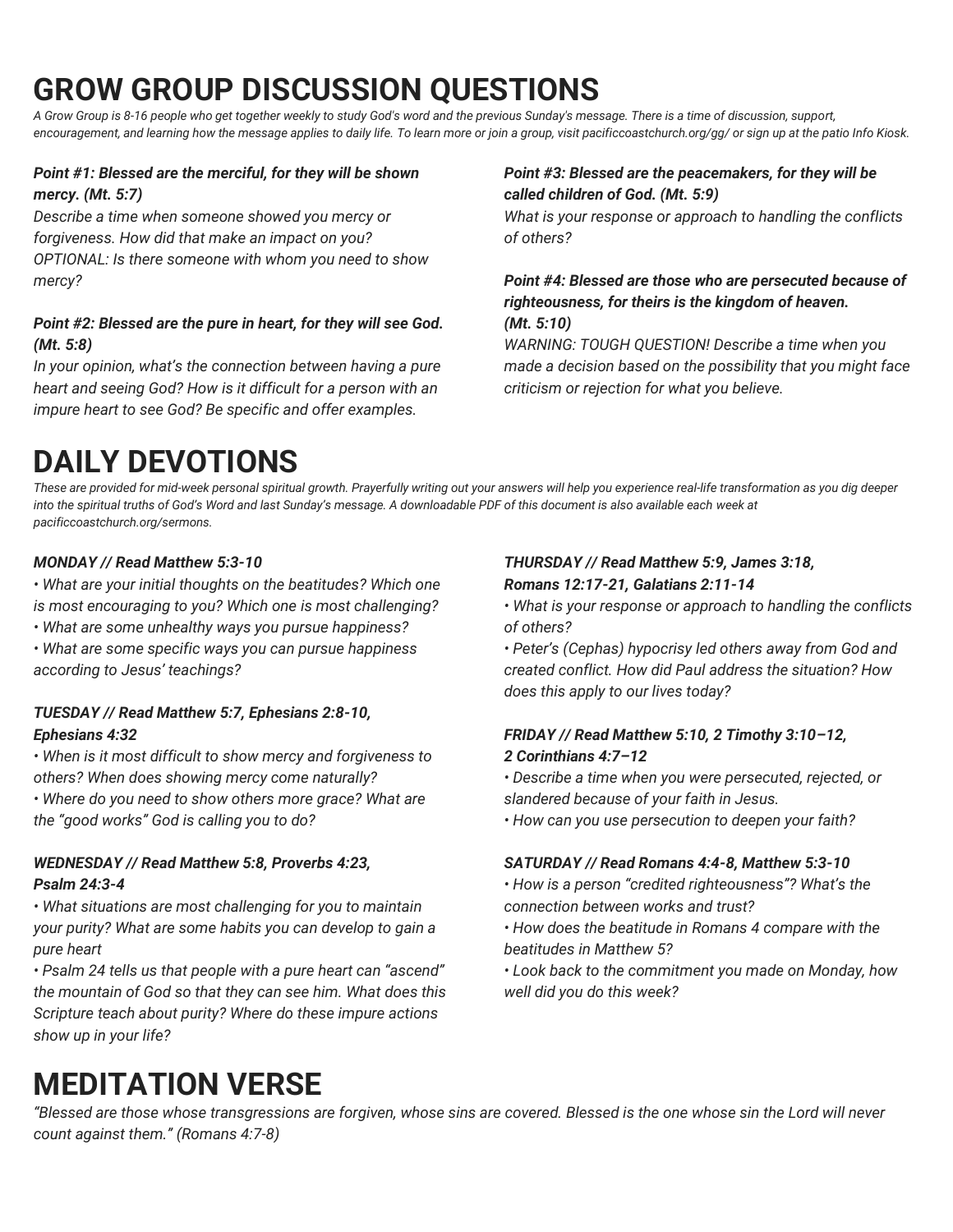# GROW GROUP DISCUSSION QUESTIONS

*A Grow Group is 8-16 people who get together weekly to study God's word and the previous Sunday's message. There is a time of discussion, support, encouragement, and learning how the message applies to daily life. To learn more or join a group, visit pacificcoastchurch.org/gg/ or sign up at the patio Info Kiosk.*

***Point #1: Blessed are the merciful, for they will be shown mercy. (Mt. 5:7)***

*Describe a time when someone showed you mercy or forgiveness. How did that make an impact on you? OPTIONAL: Is there someone with whom you need to show mercy?*

***Point #2: Blessed are the pure in heart, for they will see God. (Mt. 5:8)***

*In your opinion, what's the connection between having a pure heart and seeing God? How is it difficult for a person with an impure heart to see God? Be specific and offer examples.*

***Point #3: Blessed are the peacemakers, for they will be called children of God. (Mt. 5:9)***

*What is your response or approach to handling the conflicts of others?*

***Point #4: Blessed are those who are persecuted because of righteousness, for theirs is the kingdom of heaven. (Mt. 5:10)***

*WARNING: TOUGH QUESTION! Describe a time when you made a decision based on the possibility that you might face criticism or rejection for what you believe.*

# DAILY DEVOTIONS

*These are provided for mid-week personal spiritual growth. Prayerfully writing out your answers will help you experience real-life transformation as you dig deeper into the spiritual truths of God's Word and last Sunday's message. A downloadable PDF of this document is also available each week at pacificcoastchurch.org/sermons.*

***MONDAY // Read Matthew 5:3-10***

*• What are your initial thoughts on the beatitudes? Which one is most encouraging to you? Which one is most challenging?*
*• What are some unhealthy ways you pursue happiness?*
*• What are some specific ways you can pursue happiness according to Jesus' teachings?*

***TUESDAY // Read Matthew 5:7, Ephesians 2:8-10, Ephesians 4:32***

*• When is it most difficult to show mercy and forgiveness to others? When does showing mercy come naturally?*
*• Where do you need to show others more grace? What are the "good works" God is calling you to do?*

***WEDNESDAY // Read Matthew 5:8, Proverbs 4:23, Psalm 24:3-4***

*• What situations are most challenging for you to maintain your purity? What are some habits you can develop to gain a pure heart*
*• Psalm 24 tells us that people with a pure heart can "ascend" the mountain of God so that they can see him. What does this Scripture teach about purity? Where do these impure actions show up in your life?*

***THURSDAY // Read Matthew 5:9, James 3:18, Romans 12:17-21, Galatians 2:11-14***

*• What is your response or approach to handling the conflicts of others?*
*• Peter's (Cephas) hypocrisy led others away from God and created conflict. How did Paul address the situation? How does this apply to our lives today?*

***FRIDAY // Read Matthew 5:10, 2 Timothy 3:10–12, 2 Corinthians 4:7–12***

*• Describe a time when you were persecuted, rejected, or slandered because of your faith in Jesus.*
*• How can you use persecution to deepen your faith?*

***SATURDAY // Read Romans 4:4-8, Matthew 5:3-10***

*• How is a person "credited righteousness"? What's the connection between works and trust?*
*• How does the beatitude in Romans 4 compare with the beatitudes in Matthew 5?*
*• Look back to the commitment you made on Monday, how well did you do this week?*

# MEDITATION VERSE

*"Blessed are those whose transgressions are forgiven, whose sins are covered. Blessed is the one whose sin the Lord will never count against them." (Romans 4:7-8)*